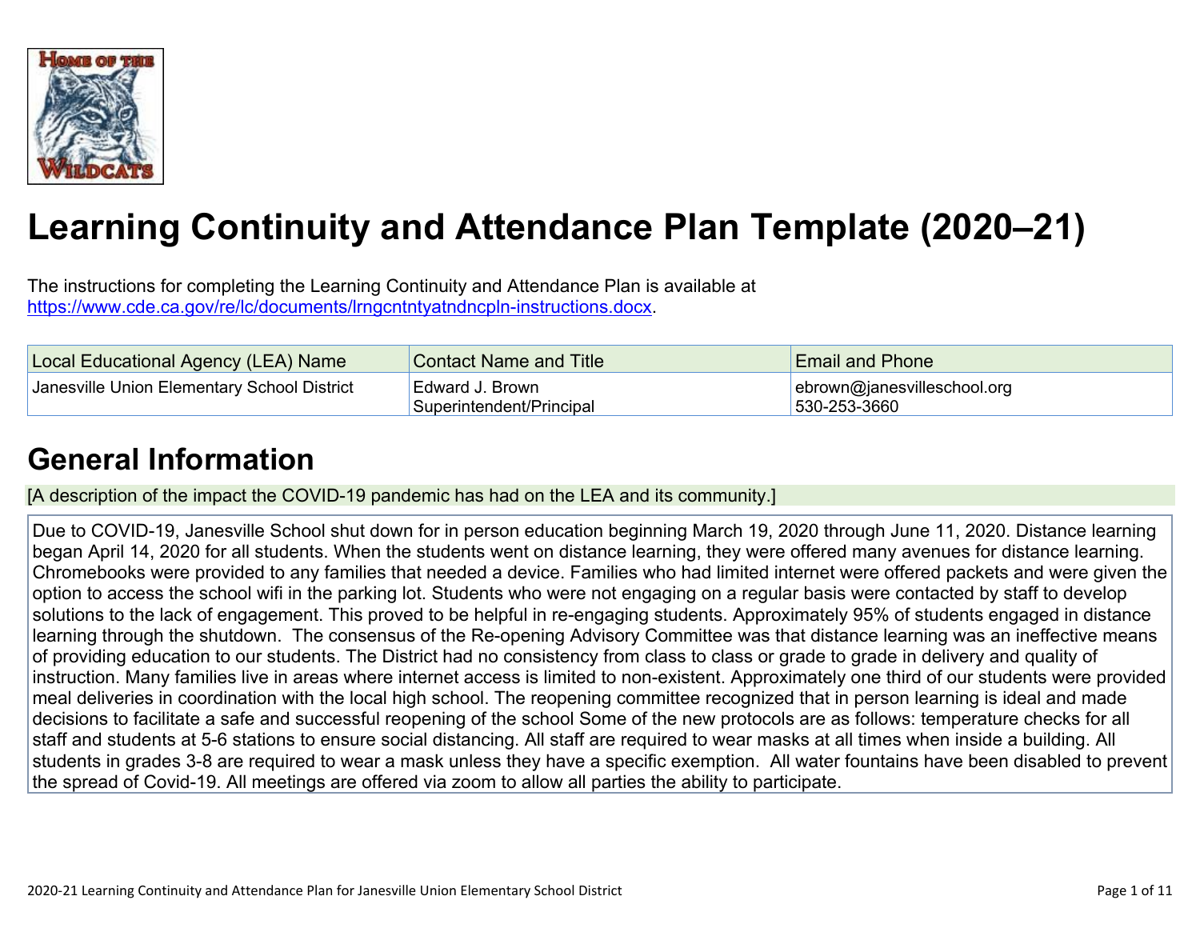# Learning Continuity and Attendance Plan Template (2020–21)

The instructions for completing the Learning Continuity and Attendance Plan is available at https://www.cde.ca.gov/re/lc/documents/lrngcntntyatndncpln-instructions.docx.

| Local Educational Agency (LEA) Name | Contact Name and Title | Email and Phone |
|---|---|---|
| Janesville Union Elementary School District | Edward J. Brown<br>Superintendent/Principal | ebrown@janesvilleschool.org<br>530-253-3660 |

## General Information

[A description of the impact the COVID-19 pandemic has had on the LEA and its community.]

Due to COVID-19, Janesville School shut down for in person education beginning March 19, 2020 through June 11, 2020. Distance learning began April 14, 2020 for all students. When the students went on distance learning, they were offered many avenues for distance learning. Chromebooks were provided to any families that needed a device. Families who had limited internet were offered packets and were given the option to access the school wifi in the parking lot. Students who were not engaging on a regular basis were contacted by staff to develop solutions to the lack of engagement. This proved to be helpful in re-engaging students. Approximately 95% of students engaged in distance learning through the shutdown. The consensus of the Re-opening Advisory Committee was that distance learning was an ineffective means of providing education to our students. The District had no consistency from class to class or grade to grade in delivery and quality of instruction. Many families live in areas where internet access is limited to non-existent. Approximately one third of our students were provided meal deliveries in coordination with the local high school. The reopening committee recognized that in person learning is ideal and made decisions to facilitate a safe and successful reopening of the school Some of the new protocols are as follows: temperature checks for all staff and students at 5-6 stations to ensure social distancing. All staff are required to wear masks at all times when inside a building. All students in grades 3-8 are required to wear a mask unless they have a specific exemption. All water fountains have been disabled to prevent the spread of Covid-19. All meetings are offered via zoom to allow all parties the ability to participate.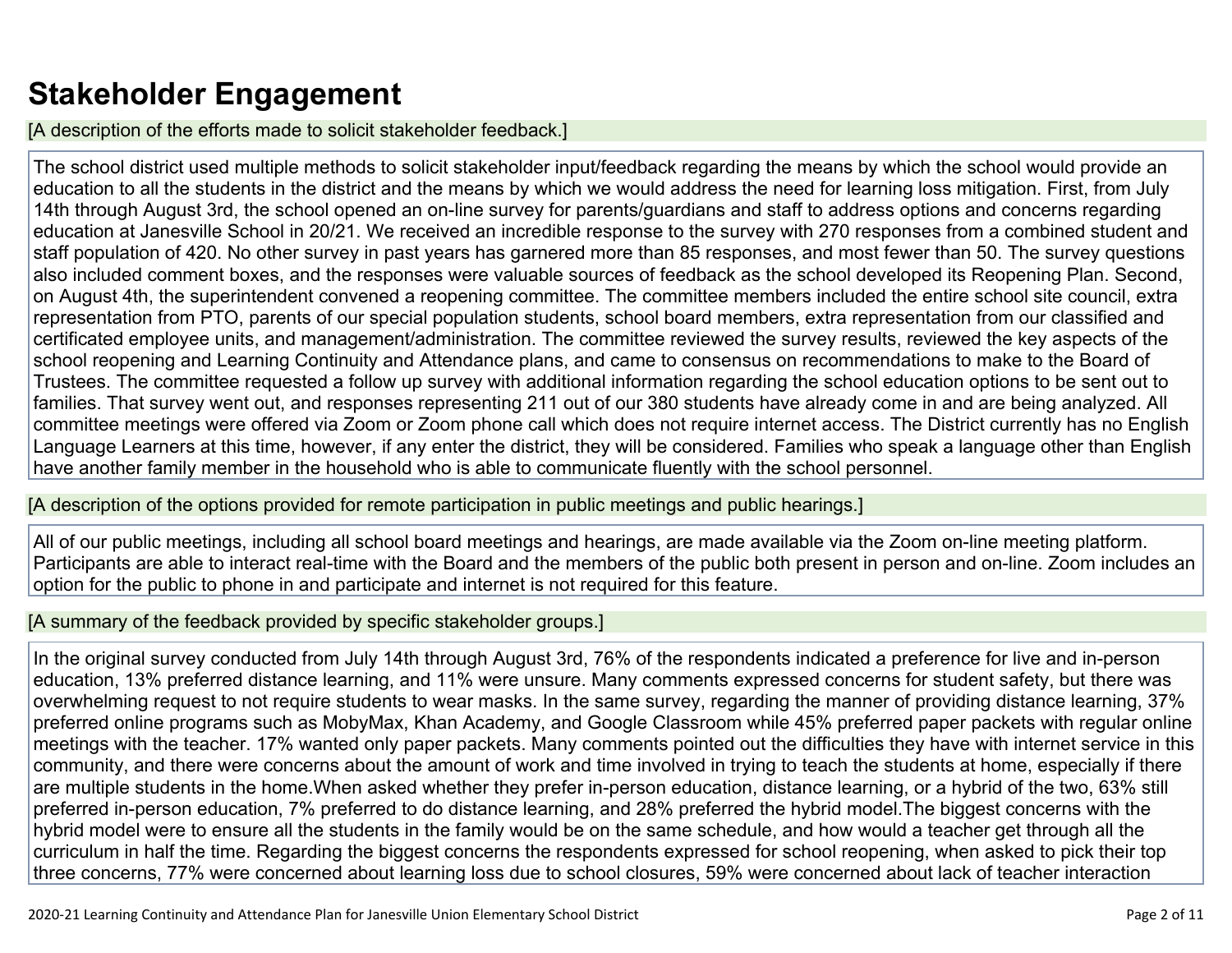# Stakeholder Engagement

[A description of the efforts made to solicit stakeholder feedback.]

The school district used multiple methods to solicit stakeholder input/feedback regarding the means by which the school would provide an education to all the students in the district and the means by which we would address the need for learning loss mitigation. First, from July 14th through August 3rd, the school opened an on-line survey for parents/guardians and staff to address options and concerns regarding education at Janesville School in 20/21. We received an incredible response to the survey with 270 responses from a combined student and staff population of 420. No other survey in past years has garnered more than 85 responses, and most fewer than 50. The survey questions also included comment boxes, and the responses were valuable sources of feedback as the school developed its Reopening Plan. Second, on August 4th, the superintendent convened a reopening committee. The committee members included the entire school site council, extra representation from PTO, parents of our special population students, school board members, extra representation from our classified and certificated employee units, and management/administration. The committee reviewed the survey results, reviewed the key aspects of the school reopening and Learning Continuity and Attendance plans, and came to consensus on recommendations to make to the Board of Trustees. The committee requested a follow up survey with additional information regarding the school education options to be sent out to families. That survey went out, and responses representing 211 out of our 380 students have already come in and are being analyzed. All committee meetings were offered via Zoom or Zoom phone call which does not require internet access. The District currently has no English Language Learners at this time, however, if any enter the district, they will be considered. Families who speak a language other than English have another family member in the household who is able to communicate fluently with the school personnel.

[A description of the options provided for remote participation in public meetings and public hearings.]

All of our public meetings, including all school board meetings and hearings, are made available via the Zoom on-line meeting platform. Participants are able to interact real-time with the Board and the members of the public both present in person and on-line. Zoom includes an option for the public to phone in and participate and internet is not required for this feature.

[A summary of the feedback provided by specific stakeholder groups.]

In the original survey conducted from July 14th through August 3rd, 76% of the respondents indicated a preference for live and in-person education, 13% preferred distance learning, and 11% were unsure. Many comments expressed concerns for student safety, but there was overwhelming request to not require students to wear masks. In the same survey, regarding the manner of providing distance learning, 37% preferred online programs such as MobyMax, Khan Academy, and Google Classroom while 45% preferred paper packets with regular online meetings with the teacher. 17% wanted only paper packets. Many comments pointed out the difficulties they have with internet service in this community, and there were concerns about the amount of work and time involved in trying to teach the students at home, especially if there are multiple students in the home.When asked whether they prefer in-person education, distance learning, or a hybrid of the two, 63% still preferred in-person education, 7% preferred to do distance learning, and 28% preferred the hybrid model.The biggest concerns with the hybrid model were to ensure all the students in the family would be on the same schedule, and how would a teacher get through all the curriculum in half the time. Regarding the biggest concerns the respondents expressed for school reopening, when asked to pick their top three concerns, 77% were concerned about learning loss due to school closures, 59% were concerned about lack of teacher interaction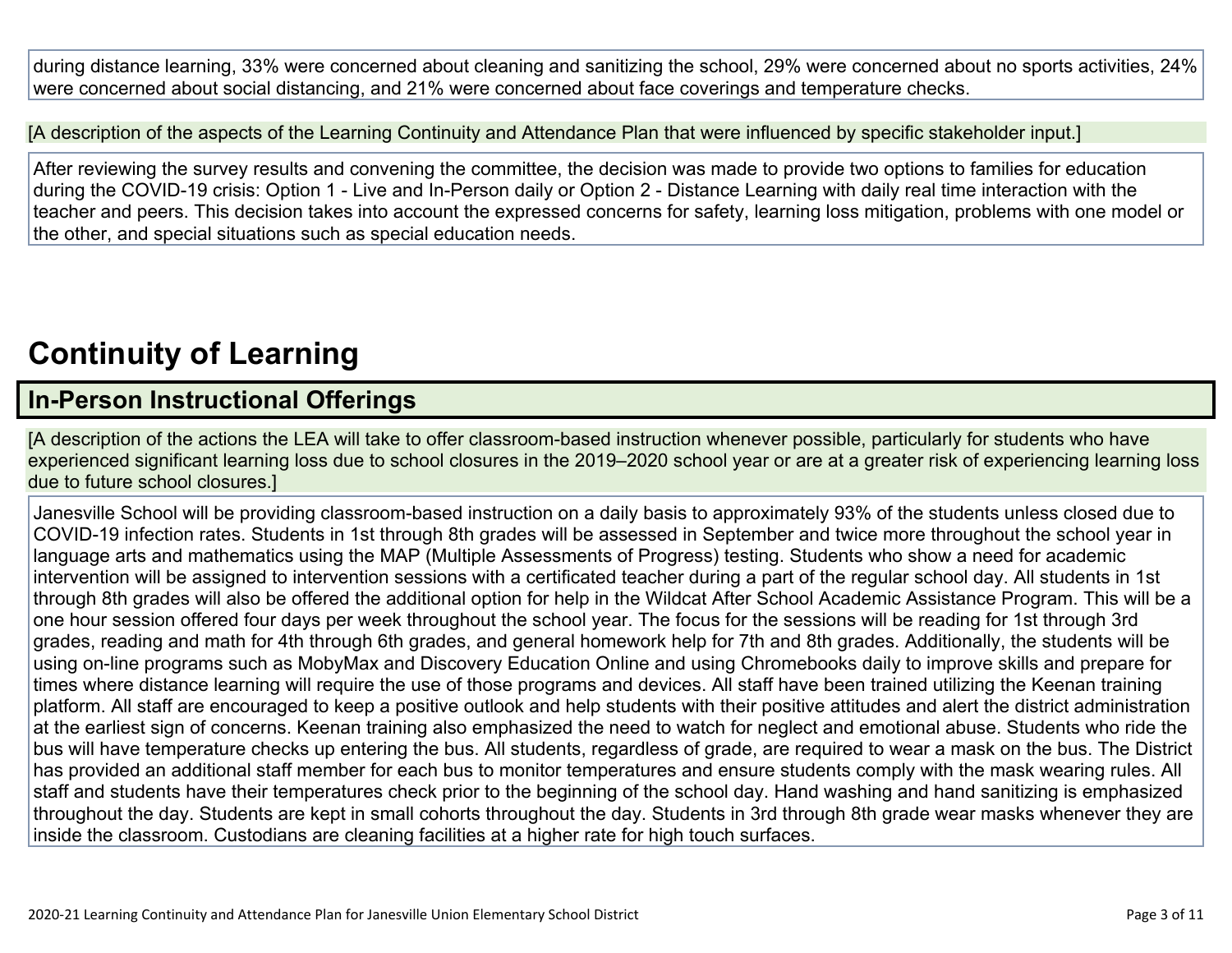during distance learning, 33% were concerned about cleaning and sanitizing the school, 29% were concerned about no sports activities, 24% were concerned about social distancing, and 21% were concerned about face coverings and temperature checks.

[A description of the aspects of the Learning Continuity and Attendance Plan that were influenced by specific stakeholder input.]

After reviewing the survey results and convening the committee, the decision was made to provide two options to families for education during the COVID-19 crisis: Option 1 - Live and In-Person daily or Option 2 - Distance Learning with daily real time interaction with the teacher and peers. This decision takes into account the expressed concerns for safety, learning loss mitigation, problems with one model or the other, and special situations such as special education needs.

# Continuity of Learning

## In-Person Instructional Offerings

[A description of the actions the LEA will take to offer classroom-based instruction whenever possible, particularly for students who have experienced significant learning loss due to school closures in the 2019–2020 school year or are at a greater risk of experiencing learning loss due to future school closures.]

Janesville School will be providing classroom-based instruction on a daily basis to approximately 93% of the students unless closed due to COVID-19 infection rates. Students in 1st through 8th grades will be assessed in September and twice more throughout the school year in language arts and mathematics using the MAP (Multiple Assessments of Progress) testing. Students who show a need for academic intervention will be assigned to intervention sessions with a certificated teacher during a part of the regular school day. All students in 1st through 8th grades will also be offered the additional option for help in the Wildcat After School Academic Assistance Program. This will be a one hour session offered four days per week throughout the school year. The focus for the sessions will be reading for 1st through 3rd grades, reading and math for 4th through 6th grades, and general homework help for 7th and 8th grades. Additionally, the students will be using on-line programs such as MobyMax and Discovery Education Online and using Chromebooks daily to improve skills and prepare for times where distance learning will require the use of those programs and devices. All staff have been trained utilizing the Keenan training platform. All staff are encouraged to keep a positive outlook and help students with their positive attitudes and alert the district administration at the earliest sign of concerns. Keenan training also emphasized the need to watch for neglect and emotional abuse. Students who ride the bus will have temperature checks up entering the bus. All students, regardless of grade, are required to wear a mask on the bus. The District has provided an additional staff member for each bus to monitor temperatures and ensure students comply with the mask wearing rules. All staff and students have their temperatures check prior to the beginning of the school day. Hand washing and hand sanitizing is emphasized throughout the day. Students are kept in small cohorts throughout the day. Students in 3rd through 8th grade wear masks whenever they are inside the classroom. Custodians are cleaning facilities at a higher rate for high touch surfaces.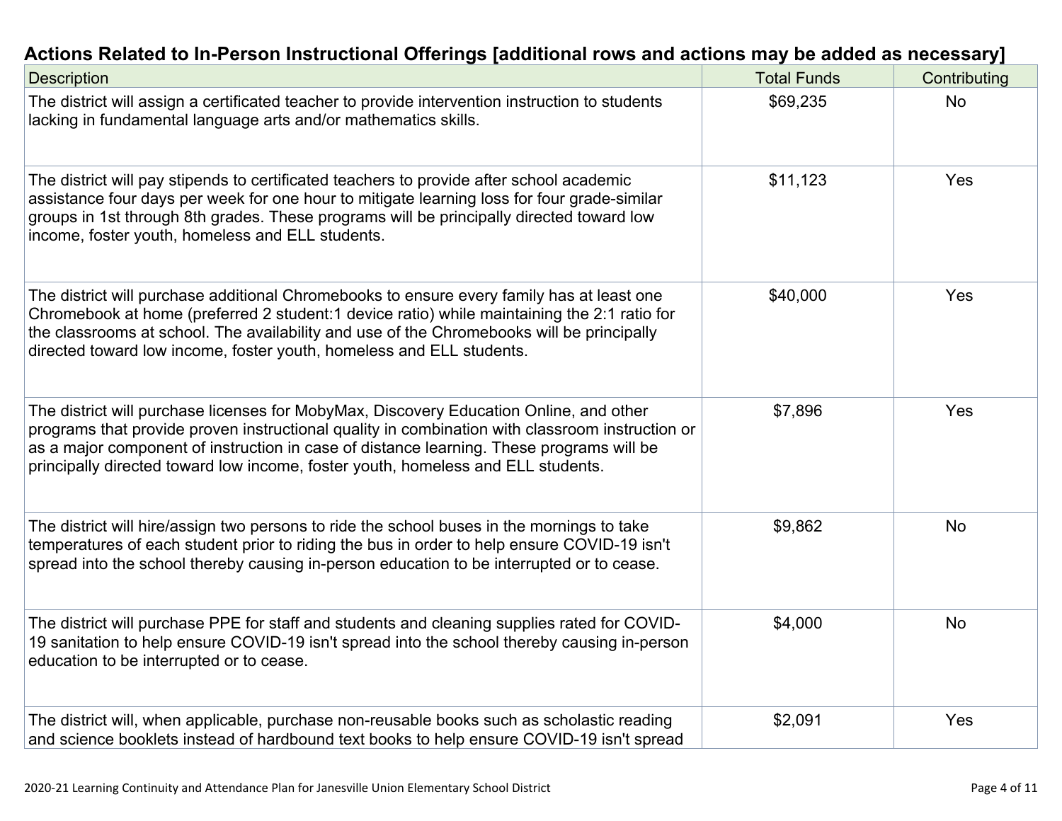## Actions Related to In-Person Instructional Offerings [additional rows and actions may be added as necessary]

| Description | Total Funds | Contributing |
|---|---|---|
| The district will assign a certificated teacher to provide intervention instruction to students lacking in fundamental language arts and/or mathematics skills. | $69,235 | No |
| The district will pay stipends to certificated teachers to provide after school academic assistance four days per week for one hour to mitigate learning loss for four grade-similar groups in 1st through 8th grades. These programs will be principally directed toward low income, foster youth, homeless and ELL students. | $11,123 | Yes |
| The district will purchase additional Chromebooks to ensure every family has at least one Chromebook at home (preferred 2 student:1 device ratio) while maintaining the 2:1 ratio for the classrooms at school. The availability and use of the Chromebooks will be principally directed toward low income, foster youth, homeless and ELL students. | $40,000 | Yes |
| The district will purchase licenses for MobyMax, Discovery Education Online, and other programs that provide proven instructional quality in combination with classroom instruction or as a major component of instruction in case of distance learning. These programs will be principally directed toward low income, foster youth, homeless and ELL students. | $7,896 | Yes |
| The district will hire/assign two persons to ride the school buses in the mornings to take temperatures of each student prior to riding the bus in order to help ensure COVID-19 isn't spread into the school thereby causing in-person education to be interrupted or to cease. | $9,862 | No |
| The district will purchase PPE for staff and students and cleaning supplies rated for COVID-19 sanitation to help ensure COVID-19 isn't spread into the school thereby causing in-person education to be interrupted or to cease. | $4,000 | No |
| The district will, when applicable, purchase non-reusable books such as scholastic reading and science booklets instead of hardbound text books to help ensure COVID-19 isn't spread | $2,091 | Yes |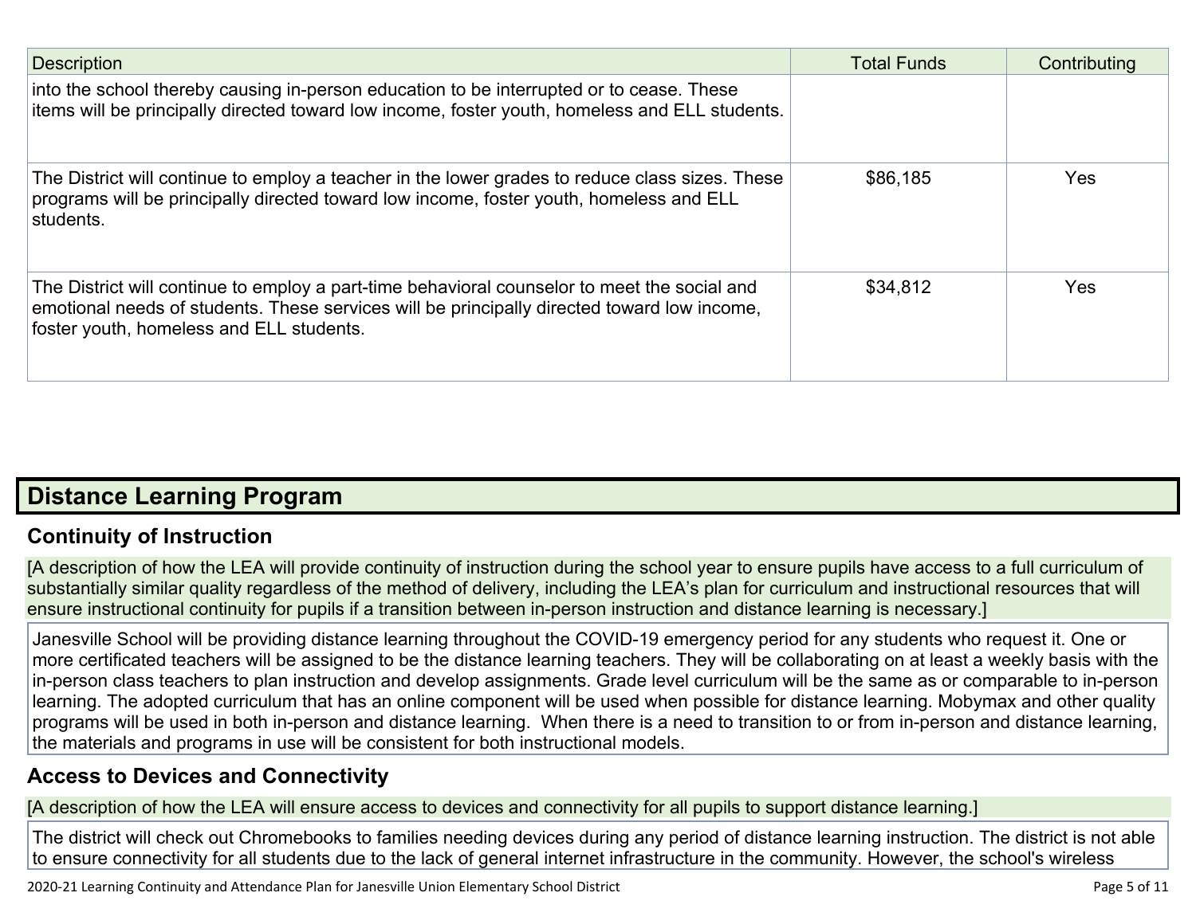| Description | Total Funds | Contributing |
|---|---|---|
| into the school thereby causing in-person education to be interrupted or to cease. These items will be principally directed toward low income, foster youth, homeless and ELL students. | | |
| The District will continue to employ a teacher in the lower grades to reduce class sizes. These programs will be principally directed toward low income, foster youth, homeless and ELL students. | $86,185 | Yes |
| The District will continue to employ a part-time behavioral counselor to meet the social and emotional needs of students. These services will be principally directed toward low income, foster youth, homeless and ELL students. | $34,812 | Yes |

## Distance Learning Program

### Continuity of Instruction

[A description of how the LEA will provide continuity of instruction during the school year to ensure pupils have access to a full curriculum of substantially similar quality regardless of the method of delivery, including the LEA's plan for curriculum and instructional resources that will ensure instructional continuity for pupils if a transition between in-person instruction and distance learning is necessary.]

Janesville School will be providing distance learning throughout the COVID-19 emergency period for any students who request it. One or more certificated teachers will be assigned to be the distance learning teachers. They will be collaborating on at least a weekly basis with the in-person class teachers to plan instruction and develop assignments. Grade level curriculum will be the same as or comparable to in-person learning. The adopted curriculum that has an online component will be used when possible for distance learning. Mobymax and other quality programs will be used in both in-person and distance learning. When there is a need to transition to or from in-person and distance learning, the materials and programs in use will be consistent for both instructional models.

### Access to Devices and Connectivity

[A description of how the LEA will ensure access to devices and connectivity for all pupils to support distance learning.]

The district will check out Chromebooks to families needing devices during any period of distance learning instruction. The district is not able to ensure connectivity for all students due to the lack of general internet infrastructure in the community. However, the school's wireless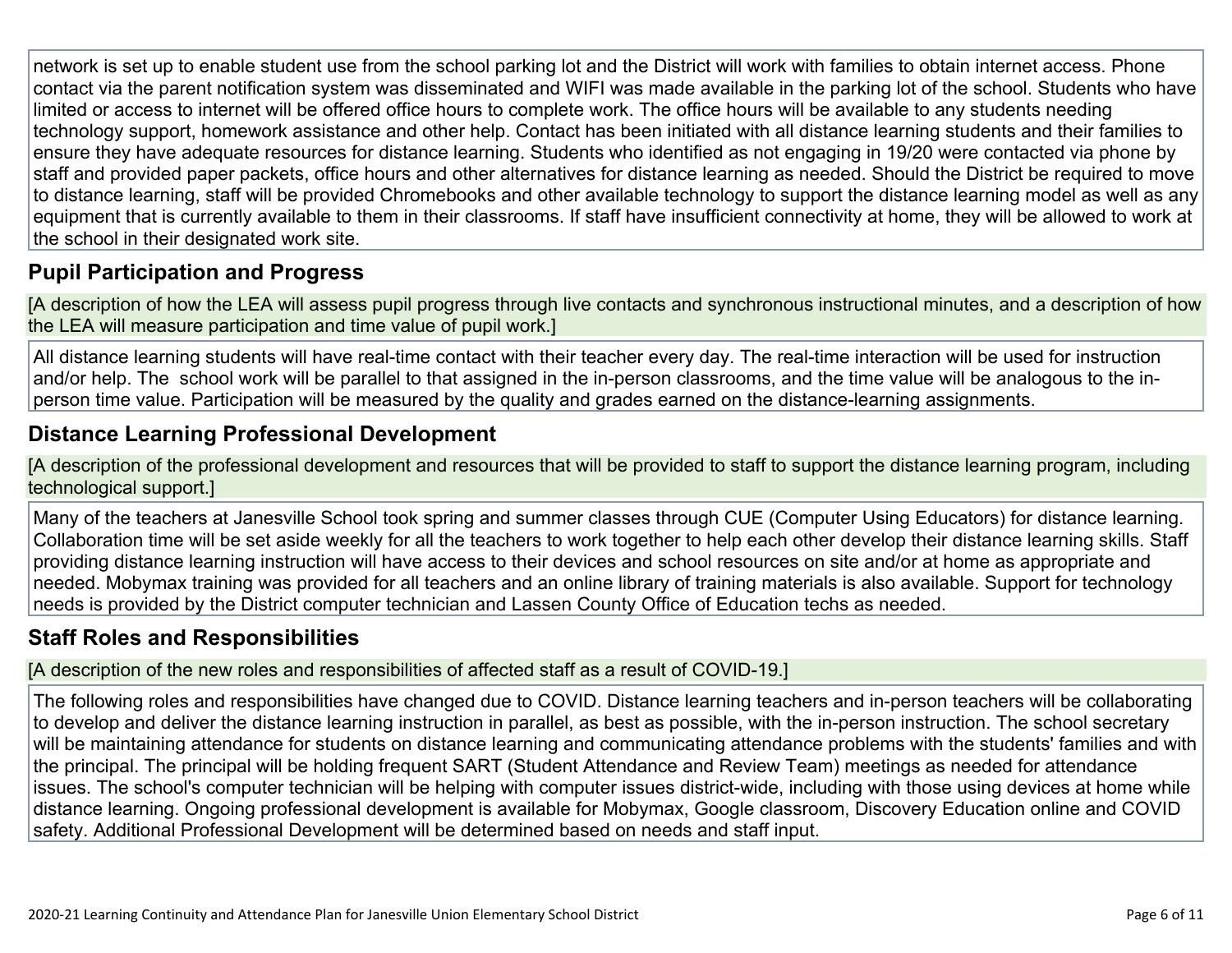network is set up to enable student use from the school parking lot and the District will work with families to obtain internet access. Phone contact via the parent notification system was disseminated and WIFI was made available in the parking lot of the school. Students who have limited or access to internet will be offered office hours to complete work. The office hours will be available to any students needing technology support, homework assistance and other help. Contact has been initiated with all distance learning students and their families to ensure they have adequate resources for distance learning. Students who identified as not engaging in 19/20 were contacted via phone by staff and provided paper packets, office hours and other alternatives for distance learning as needed. Should the District be required to move to distance learning, staff will be provided Chromebooks and other available technology to support the distance learning model as well as any equipment that is currently available to them in their classrooms. If staff have insufficient connectivity at home, they will be allowed to work at the school in their designated work site.

## Pupil Participation and Progress

[A description of how the LEA will assess pupil progress through live contacts and synchronous instructional minutes, and a description of how the LEA will measure participation and time value of pupil work.]

All distance learning students will have real-time contact with their teacher every day. The real-time interaction will be used for instruction and/or help. The school work will be parallel to that assigned in the in-person classrooms, and the time value will be analogous to the in-person time value. Participation will be measured by the quality and grades earned on the distance-learning assignments.

## Distance Learning Professional Development

[A description of the professional development and resources that will be provided to staff to support the distance learning program, including technological support.]

Many of the teachers at Janesville School took spring and summer classes through CUE (Computer Using Educators) for distance learning. Collaboration time will be set aside weekly for all the teachers to work together to help each other develop their distance learning skills. Staff providing distance learning instruction will have access to their devices and school resources on site and/or at home as appropriate and needed. Mobymax training was provided for all teachers and an online library of training materials is also available. Support for technology needs is provided by the District computer technician and Lassen County Office of Education techs as needed.

## Staff Roles and Responsibilities

[A description of the new roles and responsibilities of affected staff as a result of COVID-19.]

The following roles and responsibilities have changed due to COVID. Distance learning teachers and in-person teachers will be collaborating to develop and deliver the distance learning instruction in parallel, as best as possible, with the in-person instruction. The school secretary will be maintaining attendance for students on distance learning and communicating attendance problems with the students' families and with the principal. The principal will be holding frequent SART (Student Attendance and Review Team) meetings as needed for attendance issues. The school's computer technician will be helping with computer issues district-wide, including with those using devices at home while distance learning. Ongoing professional development is available for Mobymax, Google classroom, Discovery Education online and COVID safety. Additional Professional Development will be determined based on needs and staff input.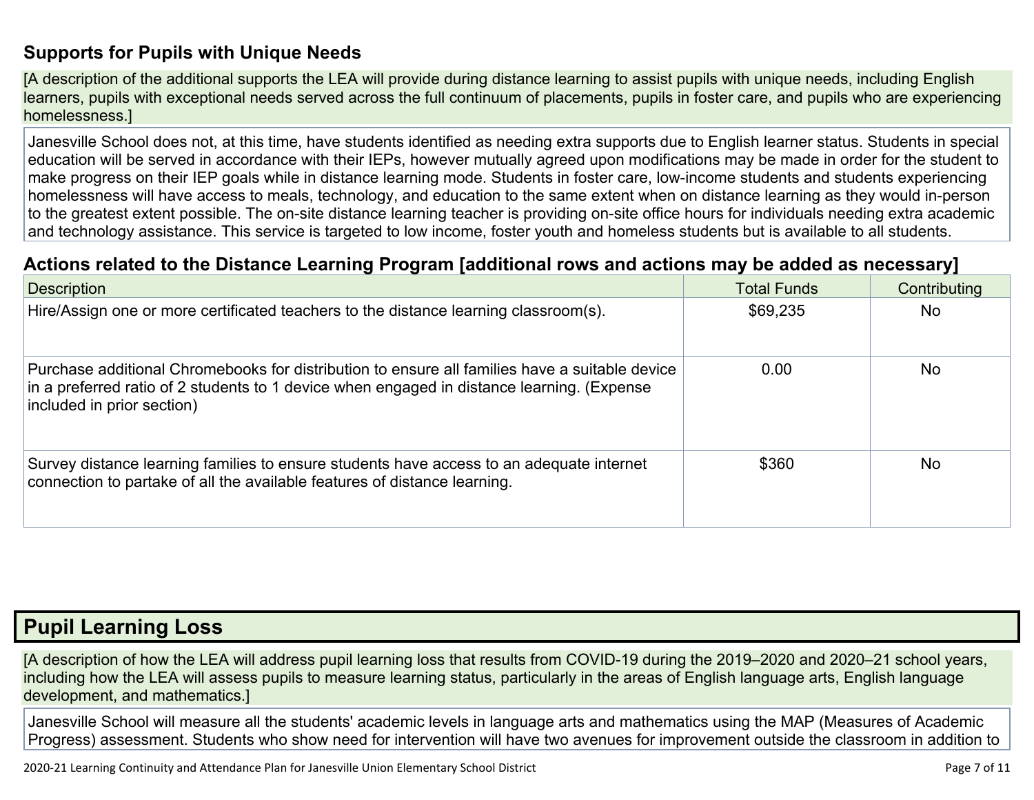### Supports for Pupils with Unique Needs

[A description of the additional supports the LEA will provide during distance learning to assist pupils with unique needs, including English learners, pupils with exceptional needs served across the full continuum of placements, pupils in foster care, and pupils who are experiencing homelessness.]

Janesville School does not, at this time, have students identified as needing extra supports due to English learner status. Students in special education will be served in accordance with their IEPs, however mutually agreed upon modifications may be made in order for the student to make progress on their IEP goals while in distance learning mode. Students in foster care, low-income students and students experiencing homelessness will have access to meals, technology, and education to the same extent when on distance learning as they would in-person to the greatest extent possible. The on-site distance learning teacher is providing on-site office hours for individuals needing extra academic and technology assistance. This service is targeted to low income, foster youth and homeless students but is available to all students.

### Actions related to the Distance Learning Program [additional rows and actions may be added as necessary]

| Description | Total Funds | Contributing |
|---|---|---|
| Hire/Assign one or more certificated teachers to the distance learning classroom(s). | $69,235 | No |
| Purchase additional Chromebooks for distribution to ensure all families have a suitable device in a preferred ratio of 2 students to 1 device when engaged in distance learning. (Expense included in prior section) | 0.00 | No |
| Survey distance learning families to ensure students have access to an adequate internet connection to partake of all the available features of distance learning. | $360 | No |

## Pupil Learning Loss

[A description of how the LEA will address pupil learning loss that results from COVID-19 during the 2019–2020 and 2020–21 school years, including how the LEA will assess pupils to measure learning status, particularly in the areas of English language arts, English language development, and mathematics.]

Janesville School will measure all the students' academic levels in language arts and mathematics using the MAP (Measures of Academic Progress) assessment. Students who show need for intervention will have two avenues for improvement outside the classroom in addition to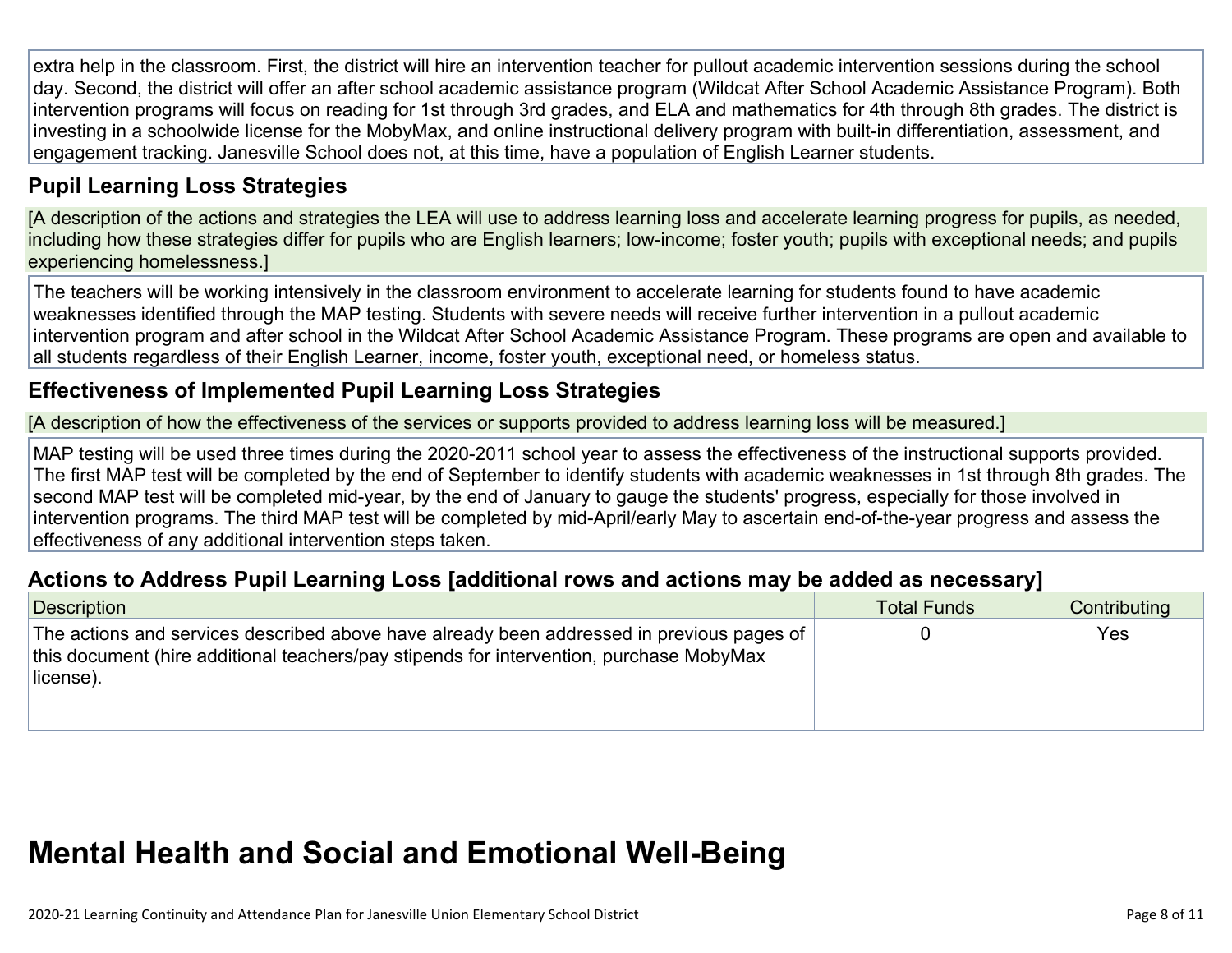extra help in the classroom. First, the district will hire an intervention teacher for pullout academic intervention sessions during the school day. Second, the district will offer an after school academic assistance program (Wildcat After School Academic Assistance Program). Both intervention programs will focus on reading for 1st through 3rd grades, and ELA and mathematics for 4th through 8th grades. The district is investing in a schoolwide license for the MobyMax, and online instructional delivery program with built-in differentiation, assessment, and engagement tracking. Janesville School does not, at this time, have a population of English Learner students.

### Pupil Learning Loss Strategies

[A description of the actions and strategies the LEA will use to address learning loss and accelerate learning progress for pupils, as needed, including how these strategies differ for pupils who are English learners; low-income; foster youth; pupils with exceptional needs; and pupils experiencing homelessness.]

The teachers will be working intensively in the classroom environment to accelerate learning for students found to have academic weaknesses identified through the MAP testing. Students with severe needs will receive further intervention in a pullout academic intervention program and after school in the Wildcat After School Academic Assistance Program. These programs are open and available to all students regardless of their English Learner, income, foster youth, exceptional need, or homeless status.

### Effectiveness of Implemented Pupil Learning Loss Strategies

[A description of how the effectiveness of the services or supports provided to address learning loss will be measured.]

MAP testing will be used three times during the 2020-2011 school year to assess the effectiveness of the instructional supports provided. The first MAP test will be completed by the end of September to identify students with academic weaknesses in 1st through 8th grades. The second MAP test will be completed mid-year, by the end of January to gauge the students' progress, especially for those involved in intervention programs. The third MAP test will be completed by mid-April/early May to ascertain end-of-the-year progress and assess the effectiveness of any additional intervention steps taken.

### Actions to Address Pupil Learning Loss [additional rows and actions may be added as necessary]

| Description | Total Funds | Contributing |
|---|---|---|
| The actions and services described above have already been addressed in previous pages of this document (hire additional teachers/pay stipends for intervention, purchase MobyMax license). | 0 | Yes |

# Mental Health and Social and Emotional Well-Being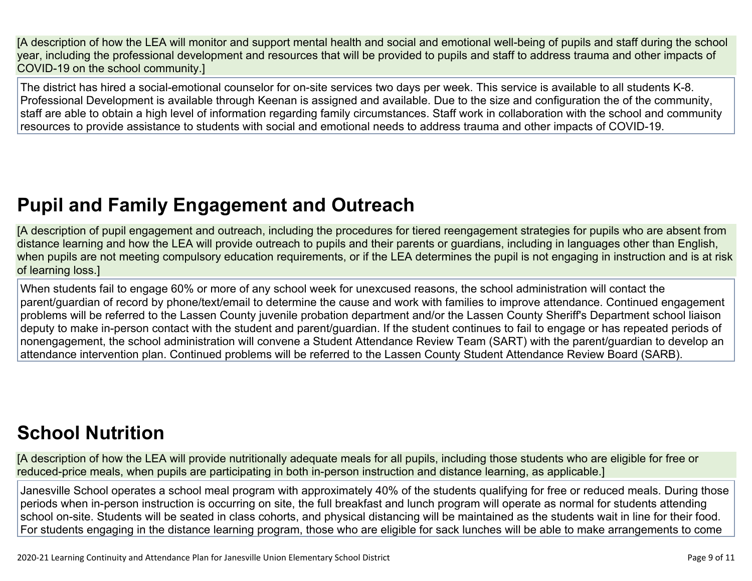[A description of how the LEA will monitor and support mental health and social and emotional well-being of pupils and staff during the school year, including the professional development and resources that will be provided to pupils and staff to address trauma and other impacts of COVID-19 on the school community.]

The district has hired a social-emotional counselor for on-site services two days per week. This service is available to all students K-8. Professional Development is available through Keenan is assigned and available. Due to the size and configuration the of the community, staff are able to obtain a high level of information regarding family circumstances. Staff work in collaboration with the school and community resources to provide assistance to students with social and emotional needs to address trauma and other impacts of COVID-19.

## Pupil and Family Engagement and Outreach

[A description of pupil engagement and outreach, including the procedures for tiered reengagement strategies for pupils who are absent from distance learning and how the LEA will provide outreach to pupils and their parents or guardians, including in languages other than English, when pupils are not meeting compulsory education requirements, or if the LEA determines the pupil is not engaging in instruction and is at risk of learning loss.]

When students fail to engage 60% or more of any school week for unexcused reasons, the school administration will contact the parent/guardian of record by phone/text/email to determine the cause and work with families to improve attendance. Continued engagement problems will be referred to the Lassen County juvenile probation department and/or the Lassen County Sheriff's Department school liaison deputy to make in-person contact with the student and parent/guardian. If the student continues to fail to engage or has repeated periods of nonengagement, the school administration will convene a Student Attendance Review Team (SART) with the parent/guardian to develop an attendance intervention plan. Continued problems will be referred to the Lassen County Student Attendance Review Board (SARB).

## School Nutrition

[A description of how the LEA will provide nutritionally adequate meals for all pupils, including those students who are eligible for free or reduced-price meals, when pupils are participating in both in-person instruction and distance learning, as applicable.]

Janesville School operates a school meal program with approximately 40% of the students qualifying for free or reduced meals. During those periods when in-person instruction is occurring on site, the full breakfast and lunch program will operate as normal for students attending school on-site. Students will be seated in class cohorts, and physical distancing will be maintained as the students wait in line for their food. For students engaging in the distance learning program, those who are eligible for sack lunches will be able to make arrangements to come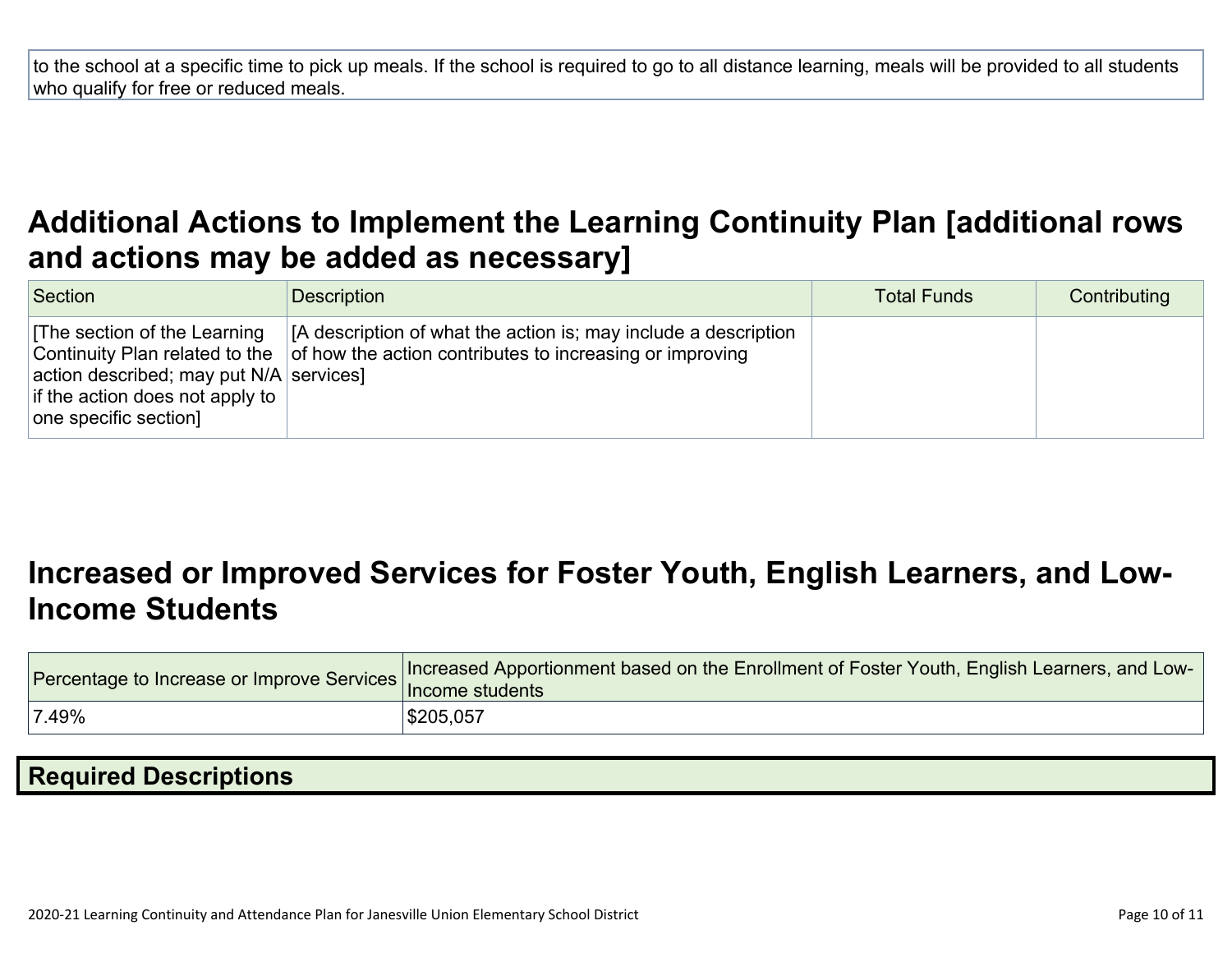to the school at a specific time to pick up meals. If the school is required to go to all distance learning, meals will be provided to all students who qualify for free or reduced meals.

## Additional Actions to Implement the Learning Continuity Plan [additional rows and actions may be added as necessary]

| Section | Description | Total Funds | Contributing |
| --- | --- | --- | --- |
| [The section of the Learning Continuity Plan related to the action described; may put N/A if the action does not apply to one specific section] | [A description of what the action is; may include a description of how the action contributes to increasing or improving services] | | |

## Increased or Improved Services for Foster Youth, English Learners, and Low-Income Students

| Percentage to Increase or Improve Services | Increased Apportionment based on the Enrollment of Foster Youth, English Learners, and Low-Income students |
| --- | --- |
| 7.49% | $205,057 |

### Required Descriptions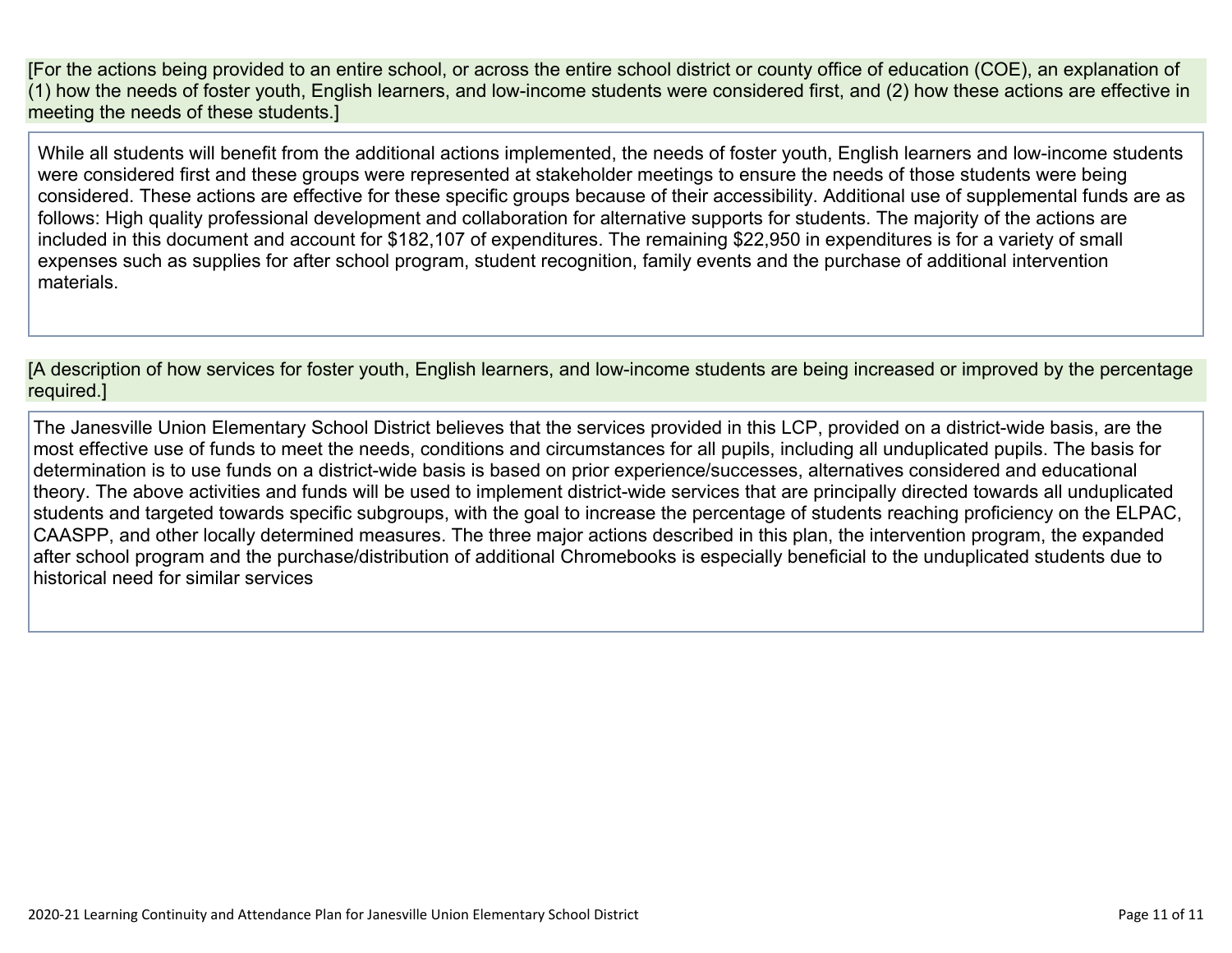[For the actions being provided to an entire school, or across the entire school district or county office of education (COE), an explanation of (1) how the needs of foster youth, English learners, and low-income students were considered first, and (2) how these actions are effective in meeting the needs of these students.]

While all students will benefit from the additional actions implemented, the needs of foster youth, English learners and low-income students were considered first and these groups were represented at stakeholder meetings to ensure the needs of those students were being considered. These actions are effective for these specific groups because of their accessibility. Additional use of supplemental funds are as follows: High quality professional development and collaboration for alternative supports for students. The majority of the actions are included in this document and account for $182,107 of expenditures. The remaining $22,950 in expenditures is for a variety of small expenses such as supplies for after school program, student recognition, family events and the purchase of additional intervention materials.

[A description of how services for foster youth, English learners, and low-income students are being increased or improved by the percentage required.]

The Janesville Union Elementary School District believes that the services provided in this LCP, provided on a district-wide basis, are the most effective use of funds to meet the needs, conditions and circumstances for all pupils, including all unduplicated pupils. The basis for determination is to use funds on a district-wide basis is based on prior experience/successes, alternatives considered and educational theory. The above activities and funds will be used to implement district-wide services that are principally directed towards all unduplicated students and targeted towards specific subgroups, with the goal to increase the percentage of students reaching proficiency on the ELPAC, CAASPP, and other locally determined measures. The three major actions described in this plan, the intervention program, the expanded after school program and the purchase/distribution of additional Chromebooks is especially beneficial to the unduplicated students due to historical need for similar services